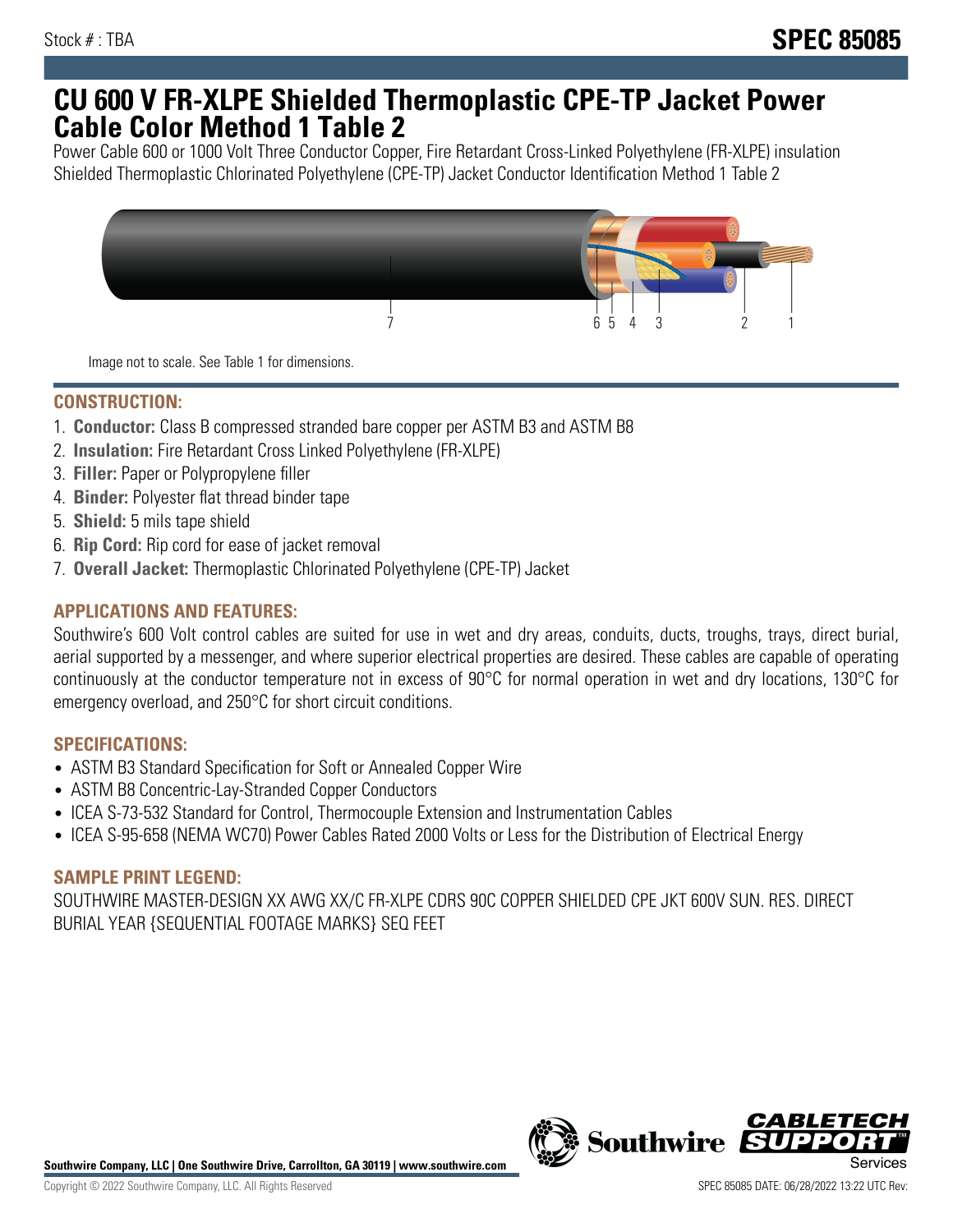Stock # : TBA

# SPEC 85085

# CU 600 V FR-XLPE Shielded Thermoplastic CPE-TP Jacket Power Cable Color Method 1 Table 2

Power Cable 600 or 1000 Volt Three Conductor Copper, Fire Retardant Cross-Linked Polyethylene (FR-XLPE) insulation Shielded Thermoplastic Chlorinated Polyethylene (CPE-TP) Jacket Conductor Identification Method 1 Table 2

7 6 5 4 3 2 1

Image not to scale. See Table 1 for dimensions.

## CONSTRUCTION:

1. **Conductor:** Class B compressed stranded bare copper per ASTM B3 and ASTM B8
2. **Insulation:** Fire Retardant Cross Linked Polyethylene (FR-XLPE)
3. **Filler:** Paper or Polypropylene filler
4. **Binder:** Polyester flat thread binder tape
5. **Shield:** 5 mils tape shield
6. **Rip Cord:** Rip cord for ease of jacket removal
7. **Overall Jacket:** Thermoplastic Chlorinated Polyethylene (CPE-TP) Jacket

## APPLICATIONS AND FEATURES:

Southwire's 600 Volt control cables are suited for use in wet and dry areas, conduits, ducts, troughs, trays, direct burial, aerial supported by a messenger, and where superior electrical properties are desired. These cables are capable of operating continuously at the conductor temperature not in excess of 90°C for normal operation in wet and dry locations, 130°C for emergency overload, and 250°C for short circuit conditions.

## SPECIFICATIONS:

- ASTM B3 Standard Specification for Soft or Annealed Copper Wire
- ASTM B8 Concentric-Lay-Stranded Copper Conductors
- ICEA S-73-532 Standard for Control, Thermocouple Extension and Instrumentation Cables
- ICEA S-95-658 (NEMA WC70) Power Cables Rated 2000 Volts or Less for the Distribution of Electrical Energy

## SAMPLE PRINT LEGEND:

SOUTHWIRE MASTER-DESIGN XX AWG XX/C FR-XLPE CDRS 90C COPPER SHIELDED CPE JKT 600V SUN. RES. DIRECT BURIAL YEAR {SEQUENTIAL FOOTAGE MARKS} SEQ FEET

**Southwire Company, LLC | One Southwire Drive, Carrollton, GA 30119 | www.southwire.com**

Copyright © 2022 Southwire Company, LLC. All Rights Reserved

SPEC 85085 DATE: 06/28/2022 13:22 UTC Rev: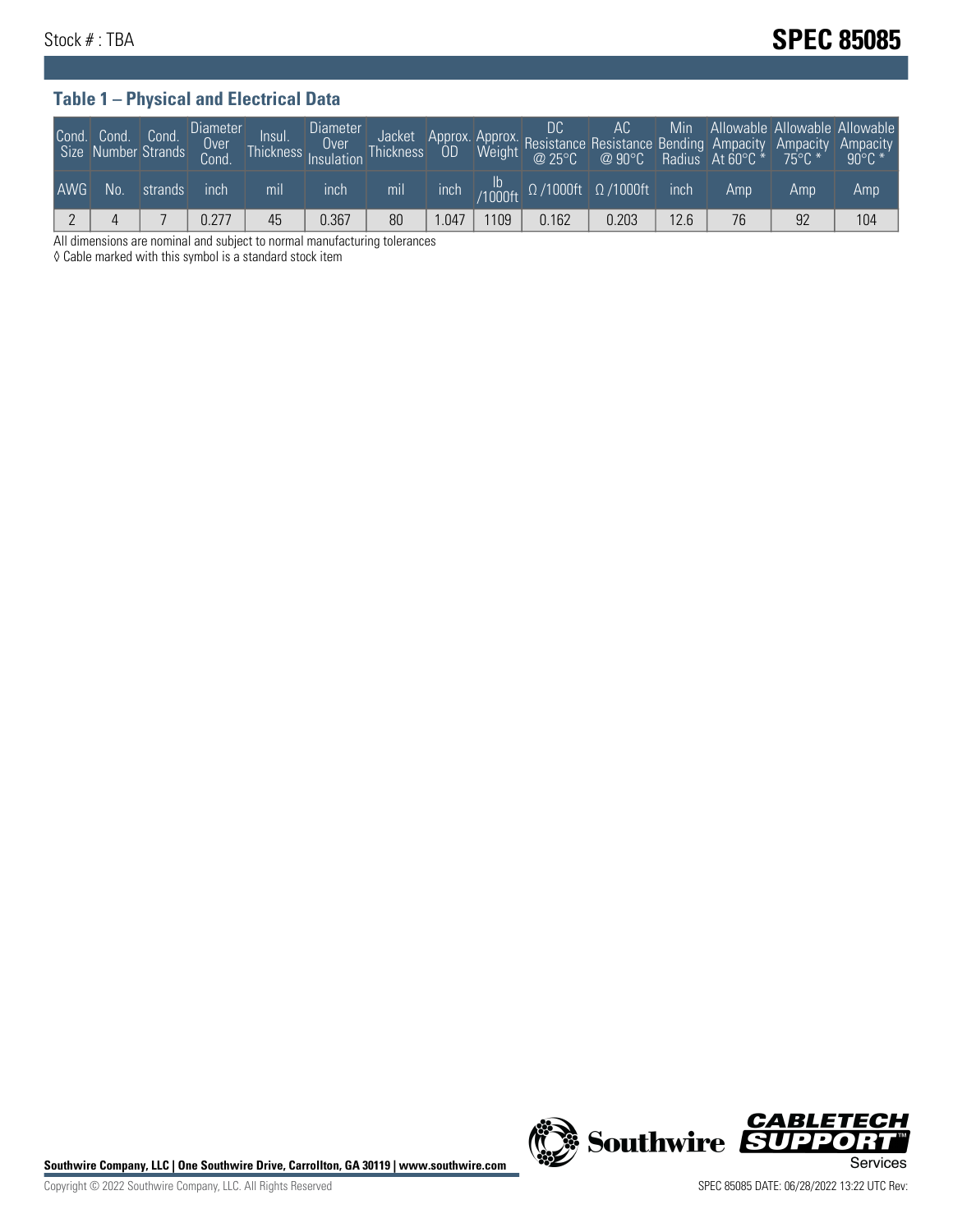### Table 1 – Physical and Electrical Data

| Cond. Size | Cond. Number | Cond. Strands | Diameter Over Cond. | Insul. Thickness | Diameter Over Insulation | Jacket Thickness | Approx. OD | Approx. Weight | DC Resistance @ 25°C | AC Resistance @ 90°C | Min Bending Radius | Allowable Ampacity At 60°C * | Allowable Ampacity 75°C * | Allowable Ampacity 90°C * |
|---|---|---|---|---|---|---|---|---|---|---|---|---|---|---|
| AWG | No. | strands | inch | mil | inch | mil | inch | lb /1000ft | Ω /1000ft | Ω /1000ft | inch | Amp | Amp | Amp |
| 2 | 4 | 7 | 0.277 | 45 | 0.367 | 80 | 1.047 | 1109 | 0.162 | 0.203 | 12.6 | 76 | 92 | 104 |

All dimensions are nominal and subject to normal manufacturing tolerances

◊ Cable marked with this symbol is a standard stock item